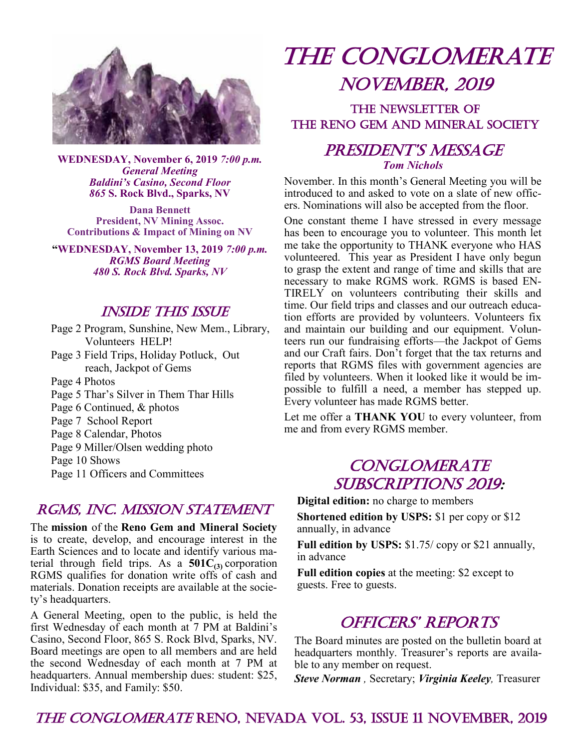# THE CONGLOMERATE

## NOVEMBER, 2019

### THE NEWSLETTER OF THE RENO GEM AND MINERAL SOCIETY

**WEDNESDAY, November 6, 2019** ***7:00 p.m.***
***General Meeting***
***Baldini's Casino, Second Floor***
***865*** **S. Rock Blvd., Sparks, NV**

**Dana Bennett**
**President, NV Mining Assoc.**
**Contributions & Impact of Mining on NV**

**"WEDNESDAY, November 13, 2019** ***7:00 p.m.***
***RGMS Board Meeting***
***480 S. Rock Blvd. Sparks, NV***

## INSIDE THIS ISSUE

- Page 2 Program, Sunshine, New Mem., Library, Volunteers HELP!
- Page 3 Field Trips, Holiday Potluck, Out reach, Jackpot of Gems
- Page 4 Photos
- Page 5 Thar's Silver in Them Thar Hills
- Page 6 Continued, & photos
- Page 7 School Report
- Page 8 Calendar, Photos
- Page 9 Miller/Olsen wedding photo
- Page 10 Shows
- Page 11 Officers and Committees

## RGMS, INC. MISSION STATEMENT

The **mission** of the **Reno Gem and Mineral Society** is to create, develop, and encourage interest in the Earth Sciences and to locate and identify various material through field trips. As a **501C$_{(3)}$** corporation RGMS qualifies for donation write offs of cash and materials. Donation receipts are available at the society's headquarters.

A General Meeting, open to the public, is held the first Wednesday of each month at 7 PM at Baldini's Casino, Second Floor, 865 S. Rock Blvd, Sparks, NV. Board meetings are open to all members and are held the second Wednesday of each month at 7 PM at headquarters. Annual membership dues: student: $25, Individual: $35, and Family: $50.

## PRESIDENT'S MESSAGE

***Tom Nichols***

November. In this month's General Meeting you will be introduced to and asked to vote on a slate of new officers. Nominations will also be accepted from the floor.

One constant theme I have stressed in every message has been to encourage you to volunteer. This month let me take the opportunity to THANK everyone who HAS volunteered. This year as President I have only begun to grasp the extent and range of time and skills that are necessary to make RGMS work. RGMS is based ENTIRELY on volunteers contributing their skills and time. Our field trips and classes and our outreach education efforts are provided by volunteers. Volunteers fix and maintain our building and our equipment. Volunteers run our fundraising efforts—the Jackpot of Gems and our Craft fairs. Don't forget that the tax returns and reports that RGMS files with government agencies are filed by volunteers. When it looked like it would be impossible to fulfill a need, a member has stepped up. Every volunteer has made RGMS better.

Let me offer a **THANK YOU** to every volunteer, from me and from every RGMS member.

## CONGLOMERATE SUBSCRIPTIONS 2019:

**Digital edition:** no charge to members

**Shortened edition by USPS:** $1 per copy or $12 annually, in advance

**Full edition by USPS:** $1.75/ copy or $21 annually, in advance

**Full edition copies** at the meeting: $2 except to guests. Free to guests.

## OFFICERS' REPORTS

The Board minutes are posted on the bulletin board at headquarters monthly. Treasurer's reports are available to any member on request.

***Steve Norman*** *,* Secretary; ***Virginia Keeley****,* Treasurer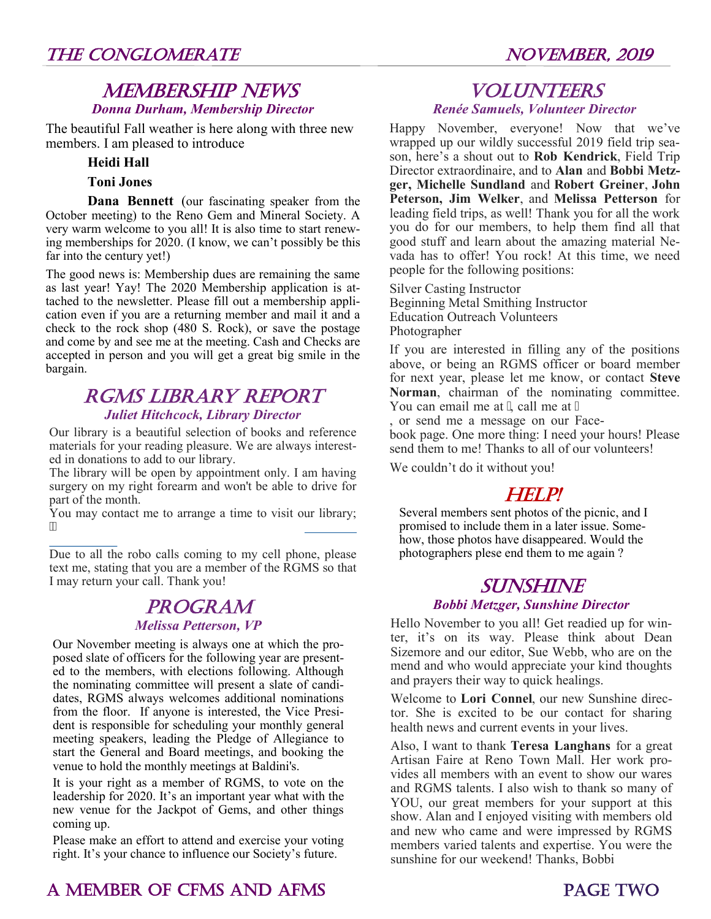## MEMBERSHIP NEWS

***Donna Durham, Membership Director***

The beautiful Fall weather is here along with three new members. I am pleased to introduce

**Heidi Hall**

**Toni Jones**

**Dana Bennett** (our fascinating speaker from the October meeting) to the Reno Gem and Mineral Society. A very warm welcome to you all! It is also time to start renewing memberships for 2020. (I know, we can't possibly be this far into the century yet!)

The good news is: Membership dues are remaining the same as last year! Yay! The 2020 Membership application is attached to the newsletter. Please fill out a membership application even if you are a returning member and mail it and a check to the rock shop (480 S. Rock), or save the postage and come by and see me at the meeting. Cash and Checks are accepted in person and you will get a great big smile in the bargain.

## RGMS LIBRARY REPORT

***Juliet Hitchcock, Library Director***

Our library is a beautiful selection of books and reference materials for your reading pleasure. We are always interested in donations to add to our library.

The library will be open by appointment only. I am having surgery on my right forearm and won't be able to drive for part of the month.

You may contact me to arrange a time to visit our library;

Due to all the robo calls coming to my cell phone, please text me, stating that you are a member of the RGMS so that I may return your call. Thank you!

## PROGRAM

***Melissa Petterson, VP***

Our November meeting is always one at which the proposed slate of officers for the following year are presented to the members, with elections following. Although the nominating committee will present a slate of candidates, RGMS always welcomes additional nominations from the floor. If anyone is interested, the Vice President is responsible for scheduling your monthly general meeting speakers, leading the Pledge of Allegiance to start the General and Board meetings, and booking the venue to hold the monthly meetings at Baldini's.

It is your right as a member of RGMS, to vote on the leadership for 2020. It's an important year what with the new venue for the Jackpot of Gems, and other things coming up.

Please make an effort to attend and exercise your voting right. It's your chance to influence our Society's future.

## VOLUNTEERS

***Renée Samuels, Volunteer Director***

Happy November, everyone! Now that we've wrapped up our wildly successful 2019 field trip season, here's a shout out to **Rob Kendrick**, Field Trip Director extraordinaire, and to **Alan** and **Bobbi Metzger, Michelle Sundland** and **Robert Greiner**, **John Peterson, Jim Welker**, and **Melissa Petterson** for leading field trips, as well! Thank you for all the work you do for our members, to help them find all that good stuff and learn about the amazing material Nevada has to offer! You rock! At this time, we need people for the following positions:

Silver Casting Instructor
Beginning Metal Smithing Instructor
Education Outreach Volunteers
Photographer

If you are interested in filling any of the positions above, or being an RGMS officer or board member for next year, please let me know, or contact **Steve Norman**, chairman of the nominating committee. You can email me at , call me at , or send me a message on our Facebook page. One more thing: I need your hours! Please send them to me! Thanks to all of our volunteers!

We couldn't do it without you!

## HELP!

Several members sent photos of the picnic, and I promised to include them in a later issue. Somehow, those photos have disappeared. Would the photographers plese end them to me again ?

## SUNSHINE

***Bobbi Metzger, Sunshine Director***

Hello November to you all! Get readied up for winter, it's on its way. Please think about Dean Sizemore and our editor, Sue Webb, who are on the mend and who would appreciate your kind thoughts and prayers their way to quick healings.

Welcome to **Lori Connel**, our new Sunshine director. She is excited to be our contact for sharing health news and current events in your lives.

Also, I want to thank **Teresa Langhans** for a great Artisan Faire at Reno Town Mall. Her work provides all members with an event to show our wares and RGMS talents. I also wish to thank so many of YOU, our great members for your support at this show. Alan and I enjoyed visiting with members old and new who came and were impressed by RGMS members varied talents and expertise. You were the sunshine for our weekend! Thanks, Bobbi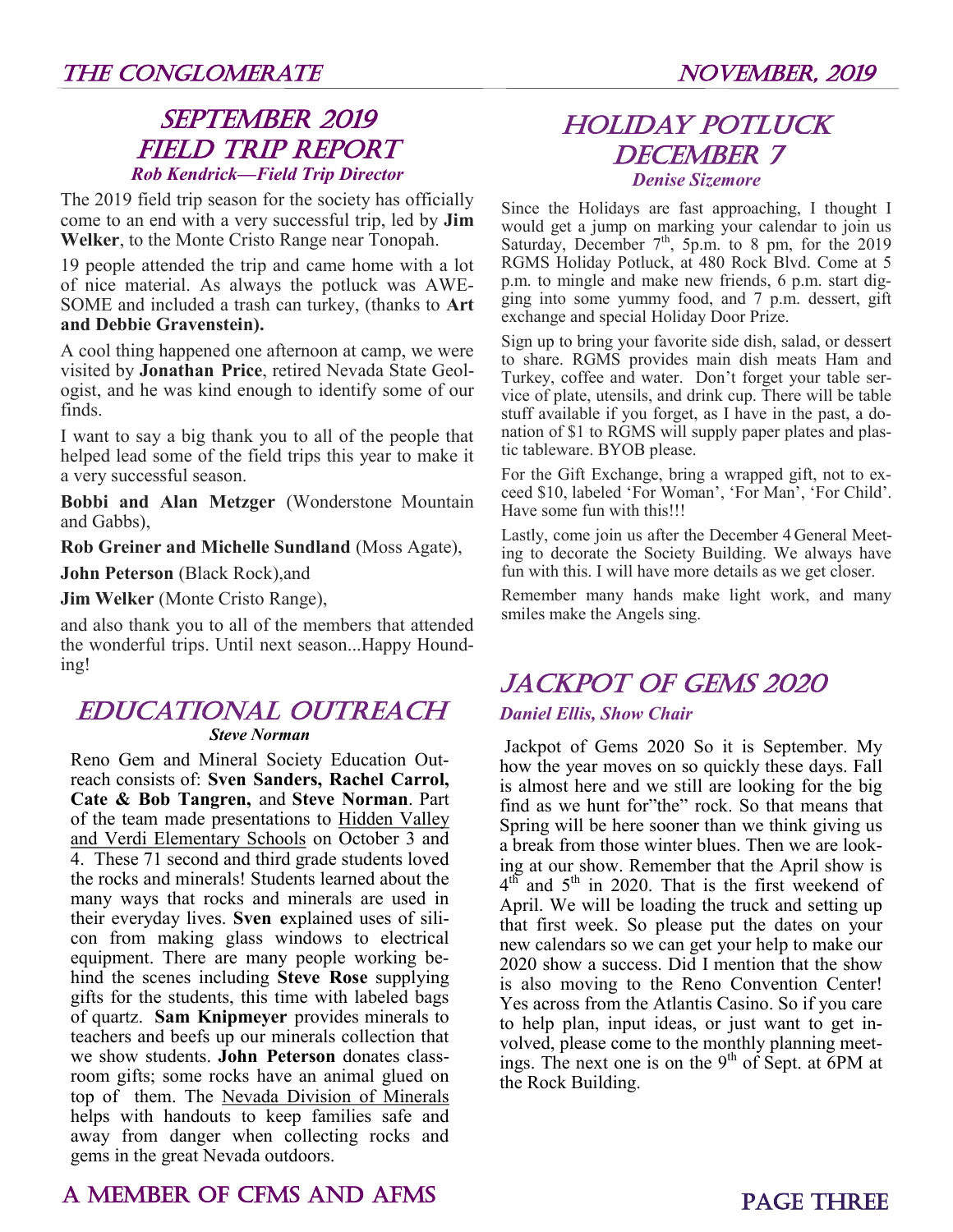## SEPTEMBER 2019 FIELD TRIP REPORT

***Rob Kendrick—Field Trip Director***

The 2019 field trip season for the society has officially come to an end with a very successful trip, led by **Jim Welker**, to the Monte Cristo Range near Tonopah.

19 people attended the trip and came home with a lot of nice material. As always the potluck was AWESOME and included a trash can turkey, (thanks to **Art and Debbie Gravenstein).**

A cool thing happened one afternoon at camp, we were visited by **Jonathan Price**, retired Nevada State Geologist, and he was kind enough to identify some of our finds.

I want to say a big thank you to all of the people that helped lead some of the field trips this year to make it a very successful season.

**Bobbi and Alan Metzger** (Wonderstone Mountain and Gabbs),

**Rob Greiner and Michelle Sundland** (Moss Agate),

**John Peterson** (Black Rock),and

**Jim Welker** (Monte Cristo Range),

and also thank you to all of the members that attended the wonderful trips. Until next season...Happy Hounding!

## EDUCATIONAL OUTREACH

***Steve Norman***

Reno Gem and Mineral Society Education Outreach consists of: **Sven Sanders, Rachel Carrol, Cate & Bob Tangren,** and **Steve Norman**. Part of the team made presentations to Hidden Valley and Verdi Elementary Schools on October 3 and 4. These 71 second and third grade students loved the rocks and minerals! Students learned about the many ways that rocks and minerals are used in their everyday lives. **Sven e**xplained uses of silicon from making glass windows to electrical equipment. There are many people working behind the scenes including **Steve Rose** supplying gifts for the students, this time with labeled bags of quartz. **Sam Knipmeyer** provides minerals to teachers and beefs up our minerals collection that we show students. **John Peterson** donates classroom gifts; some rocks have an animal glued on top of them. The Nevada Division of Minerals helps with handouts to keep families safe and away from danger when collecting rocks and gems in the great Nevada outdoors.

## HOLIDAY POTLUCK DECEMBER 7

***Denise Sizemore***

Since the Holidays are fast approaching, I thought I would get a jump on marking your calendar to join us Saturday, December 7th, 5p.m. to 8 pm, for the 2019 RGMS Holiday Potluck, at 480 Rock Blvd. Come at 5 p.m. to mingle and make new friends, 6 p.m. start digging into some yummy food, and 7 p.m. dessert, gift exchange and special Holiday Door Prize.

Sign up to bring your favorite side dish, salad, or dessert to share. RGMS provides main dish meats Ham and Turkey, coffee and water. Don't forget your table service of plate, utensils, and drink cup. There will be table stuff available if you forget, as I have in the past, a donation of $1 to RGMS will supply paper plates and plastic tableware. BYOB please.

For the Gift Exchange, bring a wrapped gift, not to exceed $10, labeled 'For Woman', 'For Man', 'For Child'. Have some fun with this!!!

Lastly, come join us after the December 4 General Meeting to decorate the Society Building. We always have fun with this. I will have more details as we get closer.

Remember many hands make light work, and many smiles make the Angels sing.

## JACKPOT OF GEMS 2020

***Daniel Ellis, Show Chair***

Jackpot of Gems 2020 So it is September. My how the year moves on so quickly these days. Fall is almost here and we still are looking for the big find as we hunt for"the" rock. So that means that Spring will be here sooner than we think giving us a break from those winter blues. Then we are looking at our show. Remember that the April show is 4th and 5th in 2020. That is the first weekend of April. We will be loading the truck and setting up that first week. So please put the dates on your new calendars so we can get your help to make our 2020 show a success. Did I mention that the show is also moving to the Reno Convention Center! Yes across from the Atlantis Casino. So if you care to help plan, input ideas, or just want to get involved, please come to the monthly planning meetings. The next one is on the 9th of Sept. at 6PM at the Rock Building.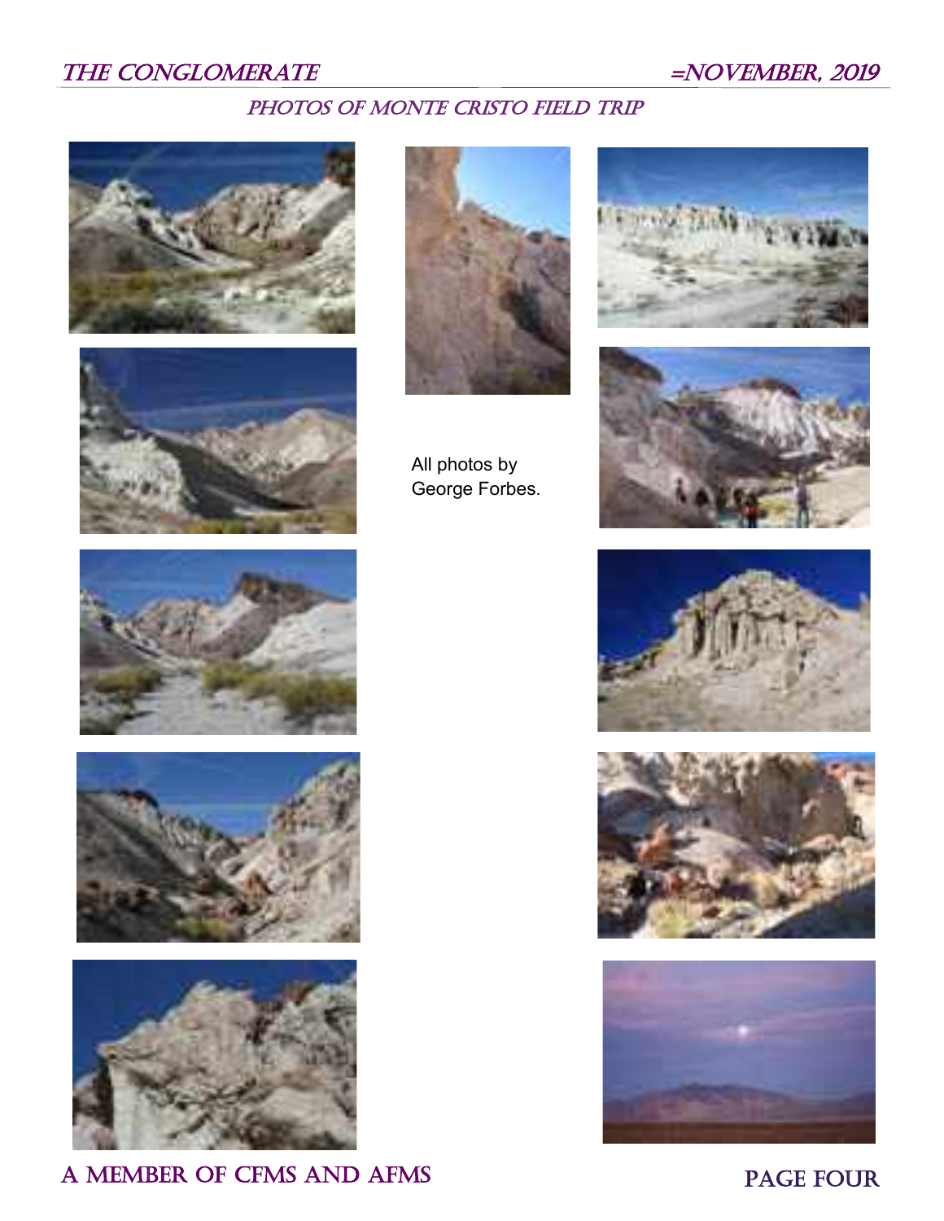## PHOTOS OF MONTE CRISTO FIELD TRIP

All photos by George Forbes.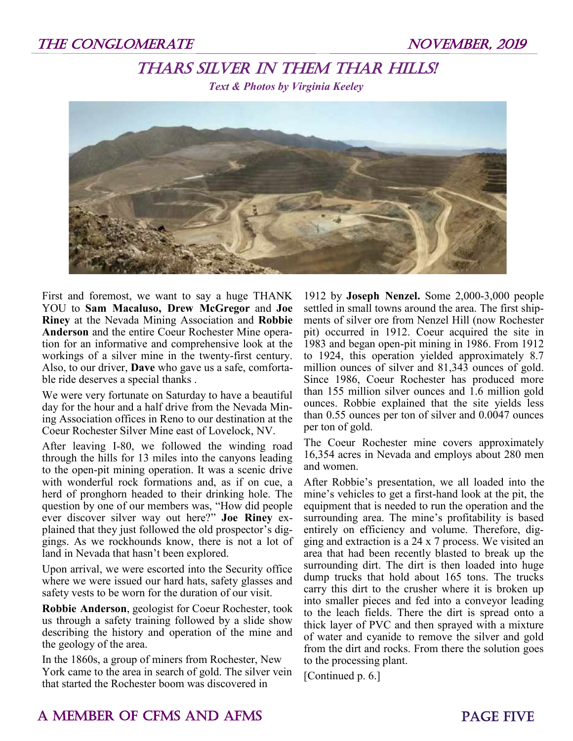# Thars Silver in Them Thar Hills!

***Text & Photos by Virginia Keeley***

First and foremost, we want to say a huge THANK YOU to **Sam Macaluso, Drew McGregor** and **Joe Riney** at the Nevada Mining Association and **Robbie Anderson** and the entire Coeur Rochester Mine operation for an informative and comprehensive look at the workings of a silver mine in the twenty-first century. Also, to our driver, **Dave** who gave us a safe, comfortable ride deserves a special thanks .

We were very fortunate on Saturday to have a beautiful day for the hour and a half drive from the Nevada Mining Association offices in Reno to our destination at the Coeur Rochester Silver Mine east of Lovelock, NV.

After leaving I-80, we followed the winding road through the hills for 13 miles into the canyons leading to the open-pit mining operation. It was a scenic drive with wonderful rock formations and, as if on cue, a herd of pronghorn headed to their drinking hole. The question by one of our members was, "How did people ever discover silver way out here?" **Joe Riney** explained that they just followed the old prospector's diggings. As we rockhounds know, there is not a lot of land in Nevada that hasn't been explored.

Upon arrival, we were escorted into the Security office where we were issued our hard hats, safety glasses and safety vests to be worn for the duration of our visit.

**Robbie Anderson**, geologist for Coeur Rochester, took us through a safety training followed by a slide show describing the history and operation of the mine and the geology of the area.

In the 1860s, a group of miners from Rochester, New York came to the area in search of gold. The silver vein that started the Rochester boom was discovered in 1912 by **Joseph Nenzel.** Some 2,000-3,000 people settled in small towns around the area. The first shipments of silver ore from Nenzel Hill (now Rochester pit) occurred in 1912. Coeur acquired the site in 1983 and began open-pit mining in 1986. From 1912 to 1924, this operation yielded approximately 8.7 million ounces of silver and 81,343 ounces of gold. Since 1986, Coeur Rochester has produced more than 155 million silver ounces and 1.6 million gold ounces. Robbie explained that the site yields less than 0.55 ounces per ton of silver and 0.0047 ounces per ton of gold.

The Coeur Rochester mine covers approximately 16,354 acres in Nevada and employs about 280 men and women.

After Robbie's presentation, we all loaded into the mine's vehicles to get a first-hand look at the pit, the equipment that is needed to run the operation and the surrounding area. The mine's profitability is based entirely on efficiency and volume. Therefore, digging and extraction is a 24 x 7 process. We visited an area that had been recently blasted to break up the surrounding dirt. The dirt is then loaded into huge dump trucks that hold about 165 tons. The trucks carry this dirt to the crusher where it is broken up into smaller pieces and fed into a conveyor leading to the leach fields. There the dirt is spread onto a thick layer of PVC and then sprayed with a mixture of water and cyanide to remove the silver and gold from the dirt and rocks. From there the solution goes to the processing plant.

[Continued p. 6.]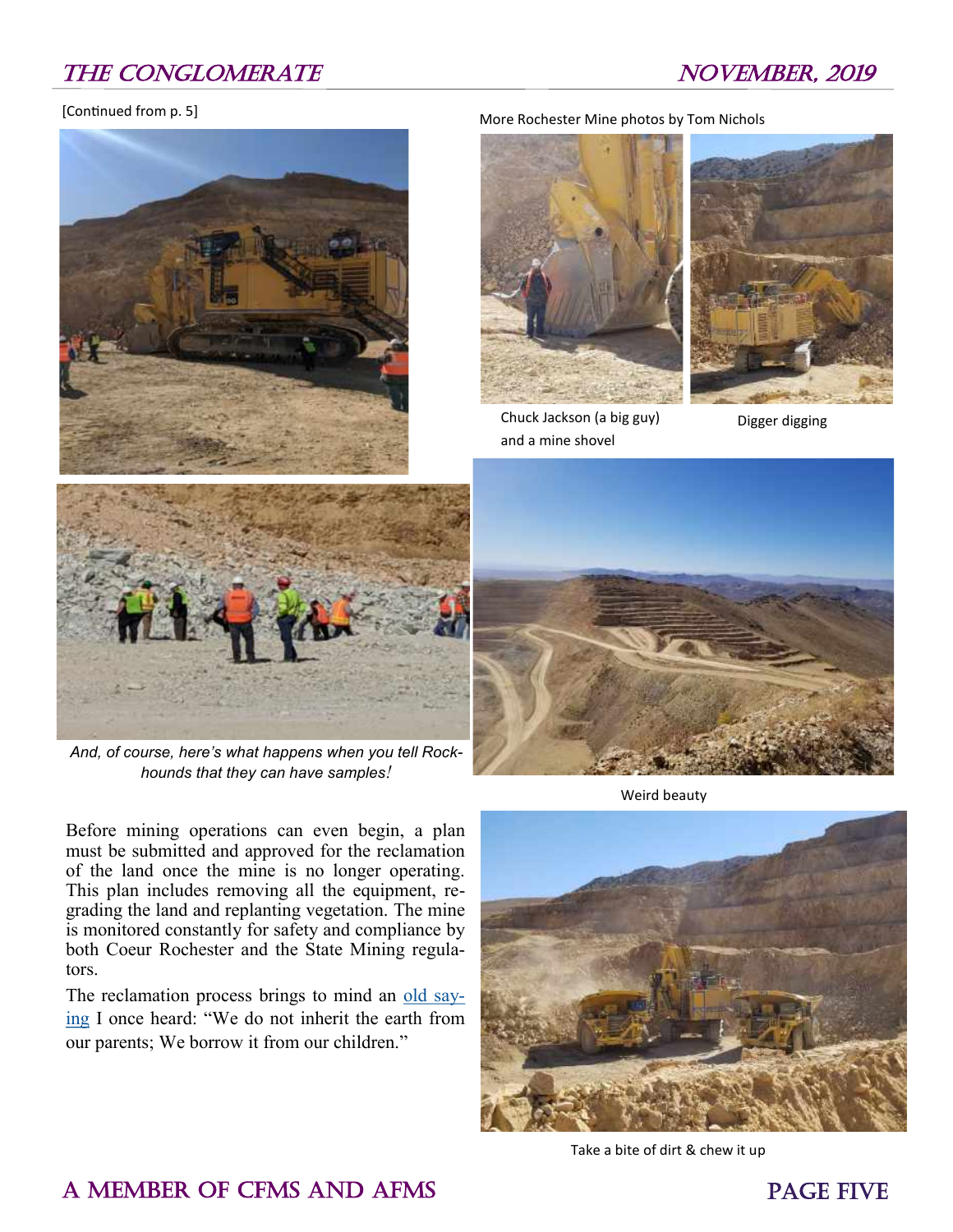[Continued from p. 5]

More Rochester Mine photos by Tom Nichols

Chuck Jackson (a big guy) and a mine shovel

Digger digging

*And, of course, here's what happens when you tell Rockhounds that they can have samples!*

Weird beauty

Before mining operations can even begin, a plan must be submitted and approved for the reclamation of the land once the mine is no longer operating. This plan includes removing all the equipment, regrading the land and replanting vegetation. The mine is monitored constantly for safety and compliance by both Coeur Rochester and the State Mining regulators.

The reclamation process brings to mind an old saying I once heard: "We do not inherit the earth from our parents; We borrow it from our children."

Take a bite of dirt & chew it up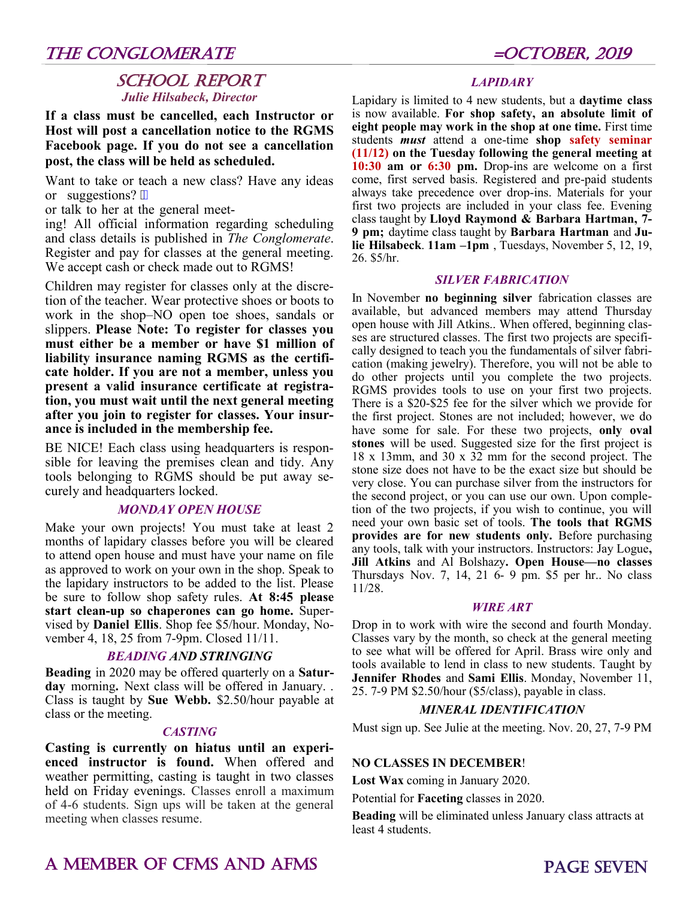# SCHOOL REPORT

*Julie Hilsabeck, Director*

**If a class must be cancelled, each Instructor or Host will post a cancellation notice to the RGMS Facebook page. If you do not see a cancellation post, the class will be held as scheduled.**

Want to take or teach a new class? Have any ideas or suggestions? 

or talk to her at the general meeting! All official information regarding scheduling and class details is published in *The Conglomerate*. Register and pay for classes at the general meeting. We accept cash or check made out to RGMS!

Children may register for classes only at the discretion of the teacher. Wear protective shoes or boots to work in the shop–NO open toe shoes, sandals or slippers. **Please Note: To register for classes you must either be a member or have $1 million of liability insurance naming RGMS as the certificate holder. If you are not a member, unless you present a valid insurance certificate at registration, you must wait until the next general meeting after you join to register for classes. Your insurance is included in the membership fee.**

BE NICE! Each class using headquarters is responsible for leaving the premises clean and tidy. Any tools belonging to RGMS should be put away securely and headquarters locked.

### *MONDAY OPEN HOUSE*

Make your own projects! You must take at least 2 months of lapidary classes before you will be cleared to attend open house and must have your name on file as approved to work on your own in the shop. Speak to the lapidary instructors to be added to the list. Please be sure to follow shop safety rules. **At 8:45 please start clean-up so chaperones can go home.** Supervised by **Daniel Ellis**. Shop fee $5/hour. Monday, November 4, 18, 25 from 7-9pm. Closed 11/11.

### *BEADING AND STRINGING*

**Beading** in 2020 may be offered quarterly on a **Saturday** morning**.** Next class will be offered in January. . Class is taught by **Sue Webb.** $2.50/hour payable at class or the meeting.

### *CASTING*

**Casting is currently on hiatus until an experienced instructor is found.** When offered and weather permitting, casting is taught in two classes held on Friday evenings. Classes enroll a maximum of 4-6 students. Sign ups will be taken at the general meeting when classes resume.

### *LAPIDARY*

Lapidary is limited to 4 new students, but a **daytime class** is now available. **For shop safety, an absolute limit of eight people may work in the shop at one time.** First time students ***must*** attend a one-time **shop safety seminar (11/12) on the Tuesday following the general meeting at 10:30 am or 6:30 pm.** Drop-ins are welcome on a first come, first served basis. Registered and pre-paid students always take precedence over drop-ins. Materials for your first two projects are included in your class fee. Evening class taught by **Lloyd Raymond & Barbara Hartman, 7-9 pm;** daytime class taught by **Barbara Hartman** and **Julie Hilsabeck**. **11am –1pm** , Tuesdays, November 5, 12, 19, 26. $5/hr.

### *SILVER FABRICATION*

In November **no beginning silver** fabrication classes are available, but advanced members may attend Thursday open house with Jill Atkins.. When offered, beginning classes are structured classes. The first two projects are specifically designed to teach you the fundamentals of silver fabrication (making jewelry). Therefore, you will not be able to do other projects until you complete the two projects. RGMS provides tools to use on your first two projects. There is a $20-$25 fee for the silver which we provide for the first project. Stones are not included; however, we do have some for sale. For these two projects, **only oval stones** will be used. Suggested size for the first project is 18 x 13mm, and 30 x 32 mm for the second project. The stone size does not have to be the exact size but should be very close. You can purchase silver from the instructors for the second project, or you can use our own. Upon completion of the two projects, if you wish to continue, you will need your own basic set of tools. **The tools that RGMS provides are for new students only.** Before purchasing any tools, talk with your instructors. Instructors: Jay Logue**, Jill Atkins** and Al Bolshazy**. Open House—no classes** Thursdays Nov. 7, 14, 21 6- 9 pm. $5 per hr.. No class 11/28.

### *WIRE ART*

Drop in to work with wire the second and fourth Monday. Classes vary by the month, so check at the general meeting to see what will be offered for April. Brass wire only and tools available to lend in class to new students. Taught by **Jennifer Rhodes** and **Sami Ellis**. Monday, November 11, 25. 7-9 PM $2.50/hour ($5/class), payable in class.

### *MINERAL IDENTIFICATION*

Must sign up. See Julie at the meeting. Nov. 20, 27, 7-9 PM

**NO CLASSES IN DECEMBER**!

**Lost Wax** coming in January 2020.

Potential for **Faceting** classes in 2020.

**Beading** will be eliminated unless January class attracts at least 4 students.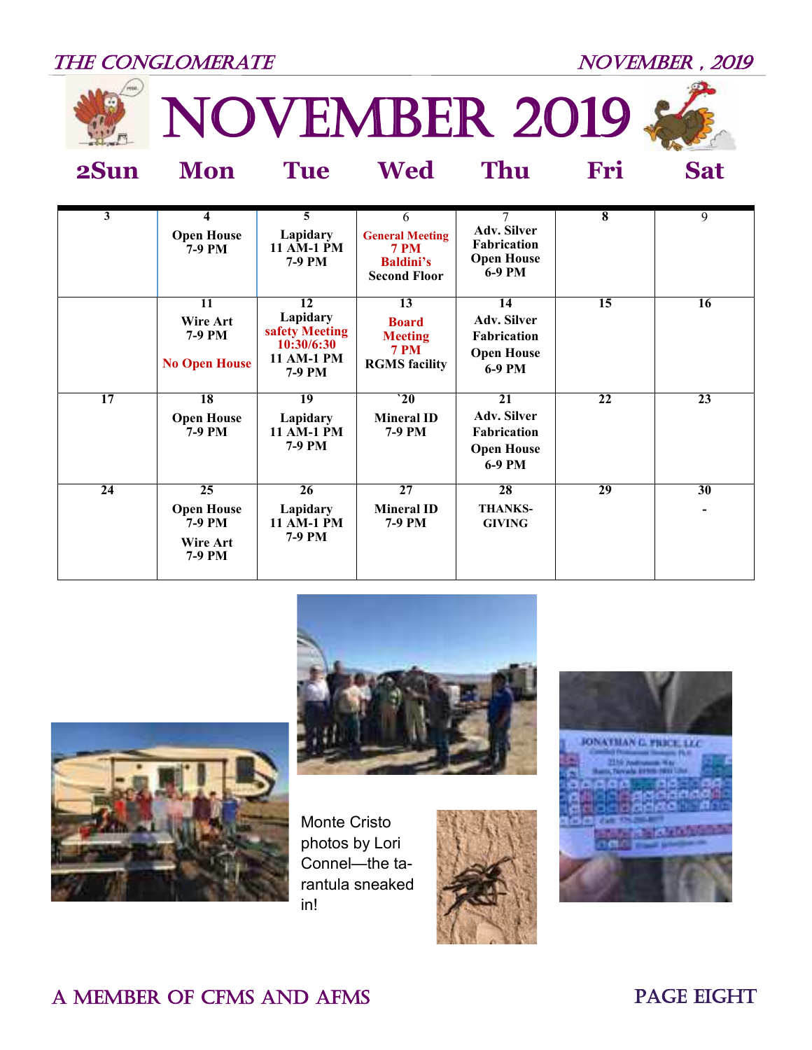# NOVEMBER 2019

| 2Sun | Mon | Tue | Wed | Thu | Fri | Sat |
|---|---|---|---|---|---|---|
| 3 | 4 Open House 7-9 PM | 5 Lapidary 11 AM-1 PM 7-9 PM | 6 General Meeting 7 PM Baldini's Second Floor | 7 Adv. Silver Fabrication Open House 6-9 PM | 8 | 9 |
| | 11 Wire Art 7-9 PM No Open House | 12 Lapidary safety Meeting 10:30/6:30 11 AM-1 PM 7-9 PM | 13 Board Meeting 7 PM RGMS facility | 14 Adv. Silver Fabrication Open House 6-9 PM | 15 | 16 |
| 17 | 18 Open House 7-9 PM | 19 Lapidary 11 AM-1 PM 7-9 PM | `20 Mineral ID 7-9 PM | 21 Adv. Silver Fabrication Open House 6-9 PM | 22 | 23 |
| 24 | 25 Open House 7-9 PM Wire Art 7-9 PM | 26 Lapidary 11 AM-1 PM 7-9 PM | 27 Mineral ID 7-9 PM | 28 THANKS-GIVING | 29 | 30 - |

Monte Cristo photos by Lori Connel—the tarantula sneaked in!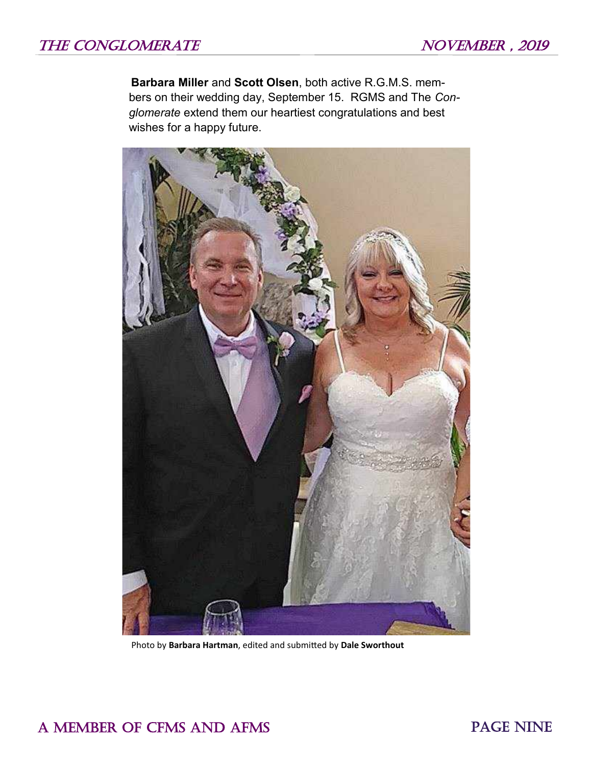**Barbara Miller** and **Scott Olsen**, both active R.G.M.S. members on their wedding day, September 15. RGMS and The *Conglomerate* extend them our heartiest congratulations and best wishes for a happy future.

Photo by **Barbara Hartman**, edited and submitted by **Dale Sworthout**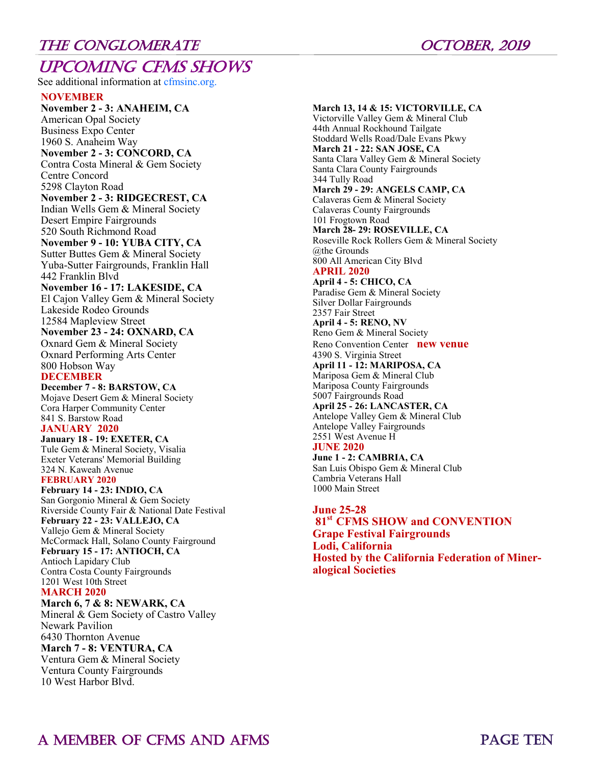# UPCOMING CFMS SHOWS

See additional information at cfmsinc.org.

## NOVEMBER

**November 2 - 3: ANAHEIM, CA**
American Opal Society
Business Expo Center
1960 S. Anaheim Way

**November 2 - 3: CONCORD, CA**
Contra Costa Mineral & Gem Society
Centre Concord
5298 Clayton Road

**November 2 - 3: RIDGECREST, CA**
Indian Wells Gem & Mineral Society
Desert Empire Fairgrounds
520 South Richmond Road

**November 9 - 10: YUBA CITY, CA**
Sutter Buttes Gem & Mineral Society
Yuba-Sutter Fairgrounds, Franklin Hall
442 Franklin Blvd

**November 16 - 17: LAKESIDE, CA**
El Cajon Valley Gem & Mineral Society
Lakeside Rodeo Grounds
12584 Mapleview Street

**November 23 - 24: OXNARD, CA**
Oxnard Gem & Mineral Society
Oxnard Performing Arts Center
800 Hobson Way

## DECEMBER

**December 7 - 8: BARSTOW, CA**
Mojave Desert Gem & Mineral Society
Cora Harper Community Center
841 S. Barstow Road

## JANUARY 2020

**January 18 - 19: EXETER, CA**
Tule Gem & Mineral Society, Visalia
Exeter Veterans' Memorial Building
324 N. Kaweah Avenue

## FEBRUARY 2020

**February 14 - 23: INDIO, CA**
San Gorgonio Mineral & Gem Society
Riverside County Fair & National Date Festival

**February 22 - 23: VALLEJO, CA**
Vallejo Gem & Mineral Society
McCormack Hall, Solano County Fairground

**February 15 - 17: ANTIOCH, CA**
Antioch Lapidary Club
Contra Costa County Fairgrounds
1201 West 10th Street

## MARCH 2020

**March 6, 7 & 8: NEWARK, CA**
Mineral & Gem Society of Castro Valley
Newark Pavilion
6430 Thornton Avenue

**March 7 - 8: VENTURA, CA**
Ventura Gem & Mineral Society
Ventura County Fairgrounds
10 West Harbor Blvd.

**March 13, 14 & 15: VICTORVILLE, CA**
Victorville Valley Gem & Mineral Club
44th Annual Rockhound Tailgate
Stoddard Wells Road/Dale Evans Pkwy

**March 21 - 22: SAN JOSE, CA**
Santa Clara Valley Gem & Mineral Society
Santa Clara County Fairgrounds
344 Tully Road

**March 29 - 29: ANGELS CAMP, CA**
Calaveras Gem & Mineral Society
Calaveras County Fairgrounds
101 Frogtown Road

**March 28- 29: ROSEVILLE, CA**
Roseville Rock Rollers Gem & Mineral Society
@the Grounds
800 All American City Blvd

## APRIL 2020

**April 4 - 5: CHICO, CA**
Paradise Gem & Mineral Society
Silver Dollar Fairgrounds
2357 Fair Street

**April 4 - 5: RENO, NV**
Reno Gem & Mineral Society
Reno Convention Center **new venue**
4390 S. Virginia Street

**April 11 - 12: MARIPOSA, CA**
Mariposa Gem & Mineral Club
Mariposa County Fairgrounds
5007 Fairgrounds Road

**April 25 - 26: LANCASTER, CA**
Antelope Valley Gem & Mineral Club
Antelope Valley Fairgrounds
2551 West Avenue H

## JUNE 2020

**June 1 - 2: CAMBRIA, CA**
San Luis Obispo Gem & Mineral Club
Cambria Veterans Hall
1000 Main Street

**June 25-28**
**81st CFMS SHOW and CONVENTION**
**Grape Festival Fairgrounds**
**Lodi, California**
**Hosted by the California Federation of Mineralogical Societies**